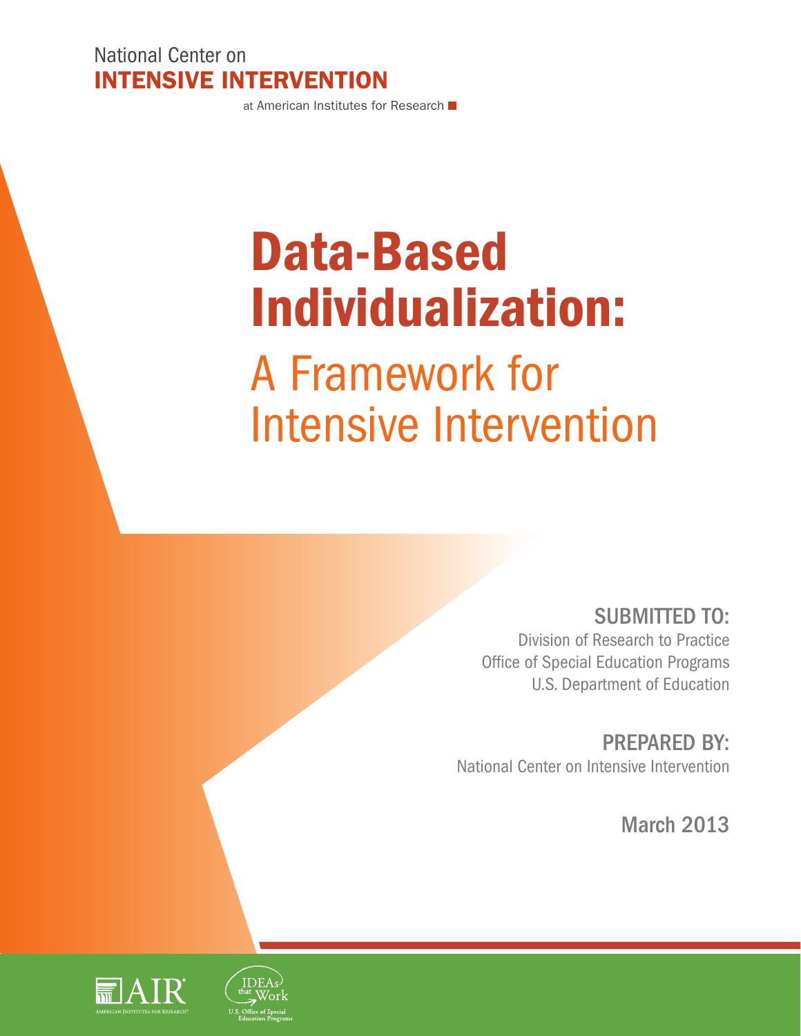National Center on
**INTENSIVE INTERVENTION**
at American Institutes for Research

# Data-Based Individualization:
## A Framework for Intensive Intervention

**SUBMITTED TO:**
Division of Research to Practice
Office of Special Education Programs
U.S. Department of Education

**PREPARED BY:**
National Center on Intensive Intervention

March 2013

AIR
American Institutes for Research

IDEAs that Work
U.S. Office of Special Education Programs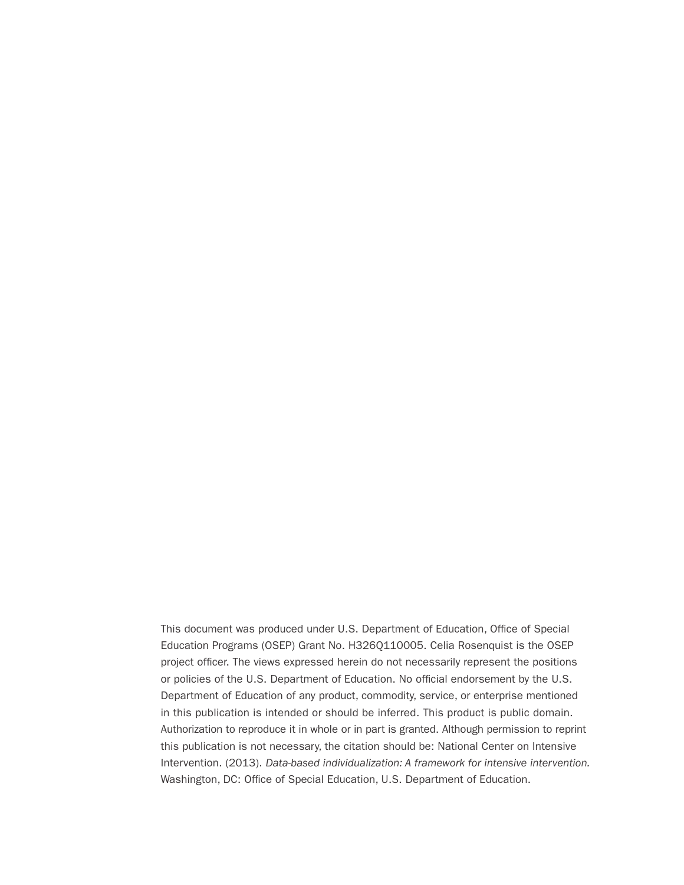This document was produced under U.S. Department of Education, Office of Special Education Programs (OSEP) Grant No. H326Q110005. Celia Rosenquist is the OSEP project officer. The views expressed herein do not necessarily represent the positions or policies of the U.S. Department of Education. No official endorsement by the U.S. Department of Education of any product, commodity, service, or enterprise mentioned in this publication is intended or should be inferred. This product is public domain. Authorization to reproduce it in whole or in part is granted. Although permission to reprint this publication is not necessary, the citation should be: National Center on Intensive Intervention. (2013). *Data-based individualization: A framework for intensive intervention.* Washington, DC: Office of Special Education, U.S. Department of Education.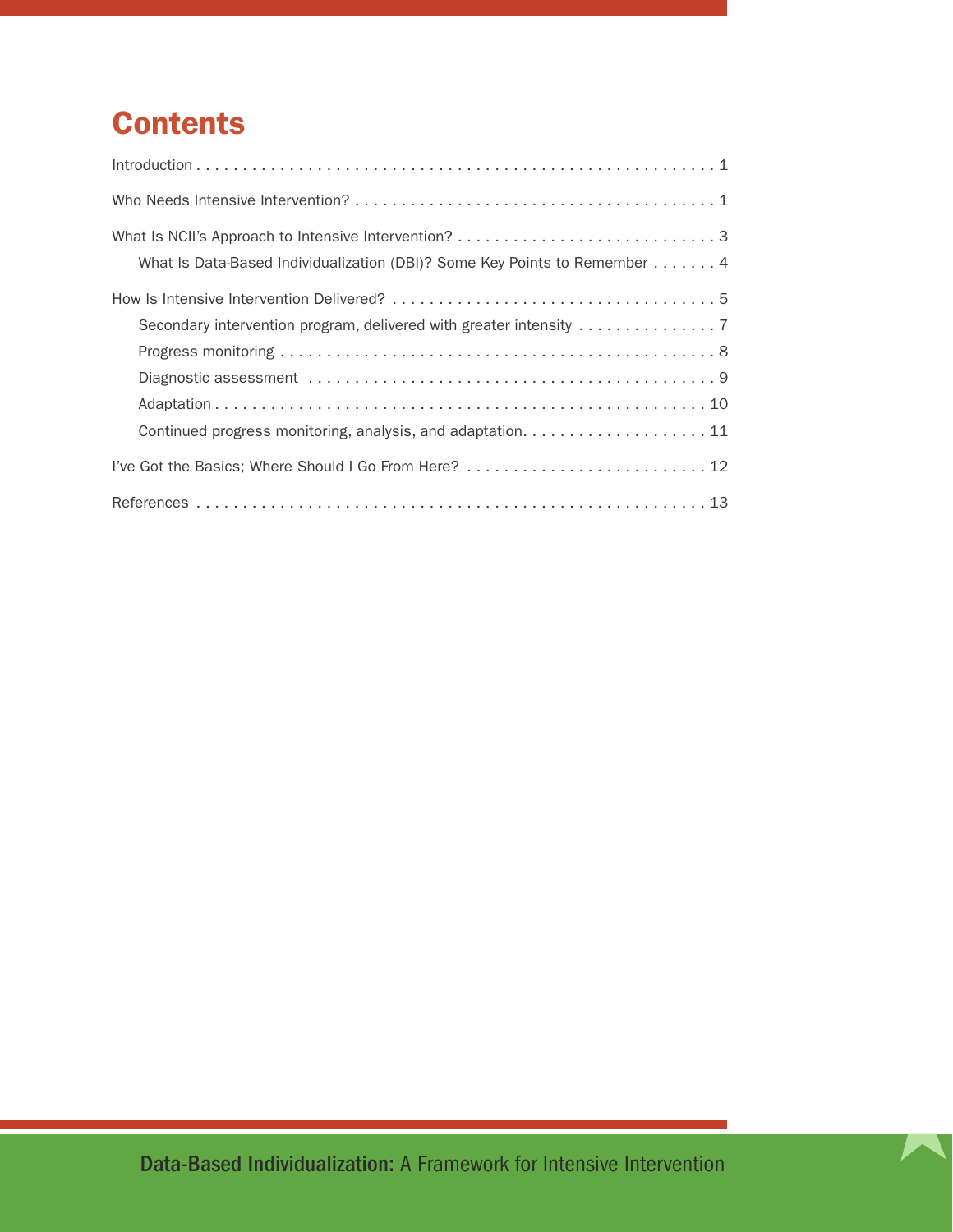# Contents

Introduction . . . . . . . . . . . . . . . . . . . . . . . . . . . . . . . . . . . . . . . . . . . . . . . . . . . . . 1

Who Needs Intensive Intervention? . . . . . . . . . . . . . . . . . . . . . . . . . . . . . . . . . . . . . . 1

What Is NCII's Approach to Intensive Intervention? . . . . . . . . . . . . . . . . . . . . . . . . . . . . 3

- What Is Data-Based Individualization (DBI)? Some Key Points to Remember . . . . . . . 4

How Is Intensive Intervention Delivered? . . . . . . . . . . . . . . . . . . . . . . . . . . . . . . . . . . . 5

- Secondary intervention program, delivered with greater intensity . . . . . . . . . . . . . . . 7
- Progress monitoring . . . . . . . . . . . . . . . . . . . . . . . . . . . . . . . . . . . . . . . . . . . . . . 8
- Diagnostic assessment . . . . . . . . . . . . . . . . . . . . . . . . . . . . . . . . . . . . . . . . . . . . 9
- Adaptation . . . . . . . . . . . . . . . . . . . . . . . . . . . . . . . . . . . . . . . . . . . . . . . . . . . . 10
- Continued progress monitoring, analysis, and adaptation. . . . . . . . . . . . . . . . . . . . 11

I've Got the Basics; Where Should I Go From Here? . . . . . . . . . . . . . . . . . . . . . . . . . . 12

References . . . . . . . . . . . . . . . . . . . . . . . . . . . . . . . . . . . . . . . . . . . . . . . . . . . . . 13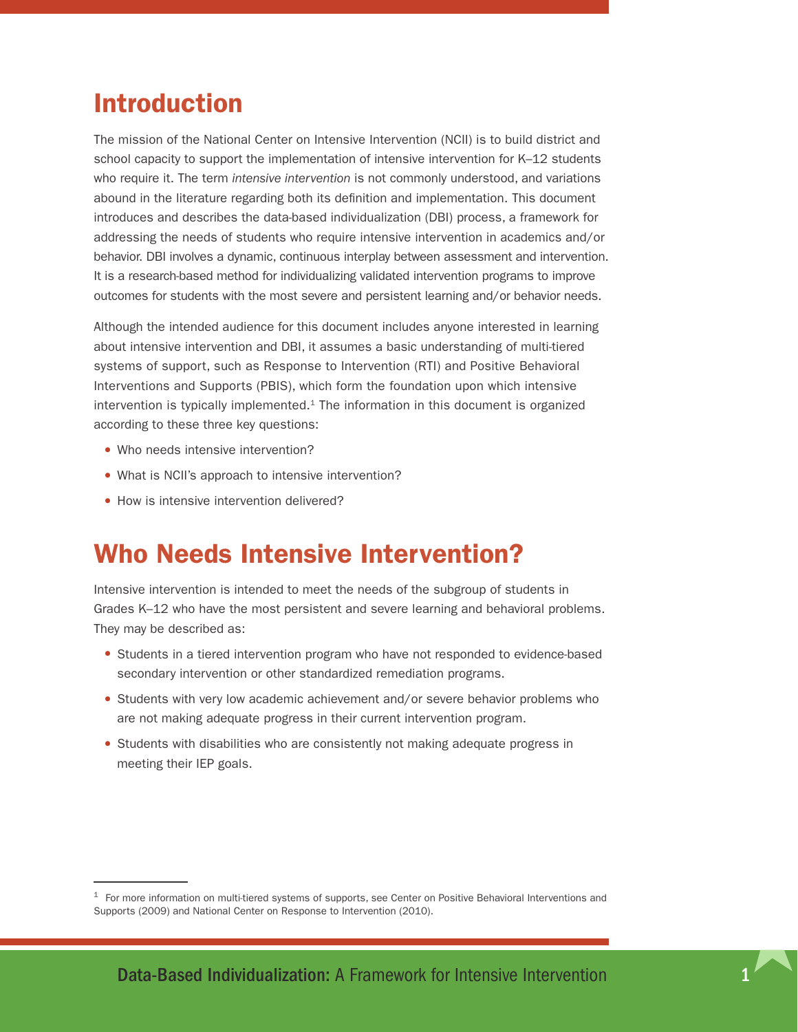## Introduction

The mission of the National Center on Intensive Intervention (NCII) is to build district and school capacity to support the implementation of intensive intervention for K–12 students who require it. The term *intensive intervention* is not commonly understood, and variations abound in the literature regarding both its definition and implementation. This document introduces and describes the data-based individualization (DBI) process, a framework for addressing the needs of students who require intensive intervention in academics and/or behavior. DBI involves a dynamic, continuous interplay between assessment and intervention. It is a research-based method for individualizing validated intervention programs to improve outcomes for students with the most severe and persistent learning and/or behavior needs.

Although the intended audience for this document includes anyone interested in learning about intensive intervention and DBI, it assumes a basic understanding of multi-tiered systems of support, such as Response to Intervention (RTI) and Positive Behavioral Interventions and Supports (PBIS), which form the foundation upon which intensive intervention is typically implemented.[1] The information in this document is organized according to these three key questions:

- Who needs intensive intervention?
- What is NCII's approach to intensive intervention?
- How is intensive intervention delivered?

## Who Needs Intensive Intervention?

Intensive intervention is intended to meet the needs of the subgroup of students in Grades K–12 who have the most persistent and severe learning and behavioral problems. They may be described as:

- Students in a tiered intervention program who have not responded to evidence-based secondary intervention or other standardized remediation programs.
- Students with very low academic achievement and/or severe behavior problems who are not making adequate progress in their current intervention program.
- Students with disabilities who are consistently not making adequate progress in meeting their IEP goals.

---

[1] For more information on multi-tiered systems of supports, see Center on Positive Behavioral Interventions and Supports (2009) and National Center on Response to Intervention (2010).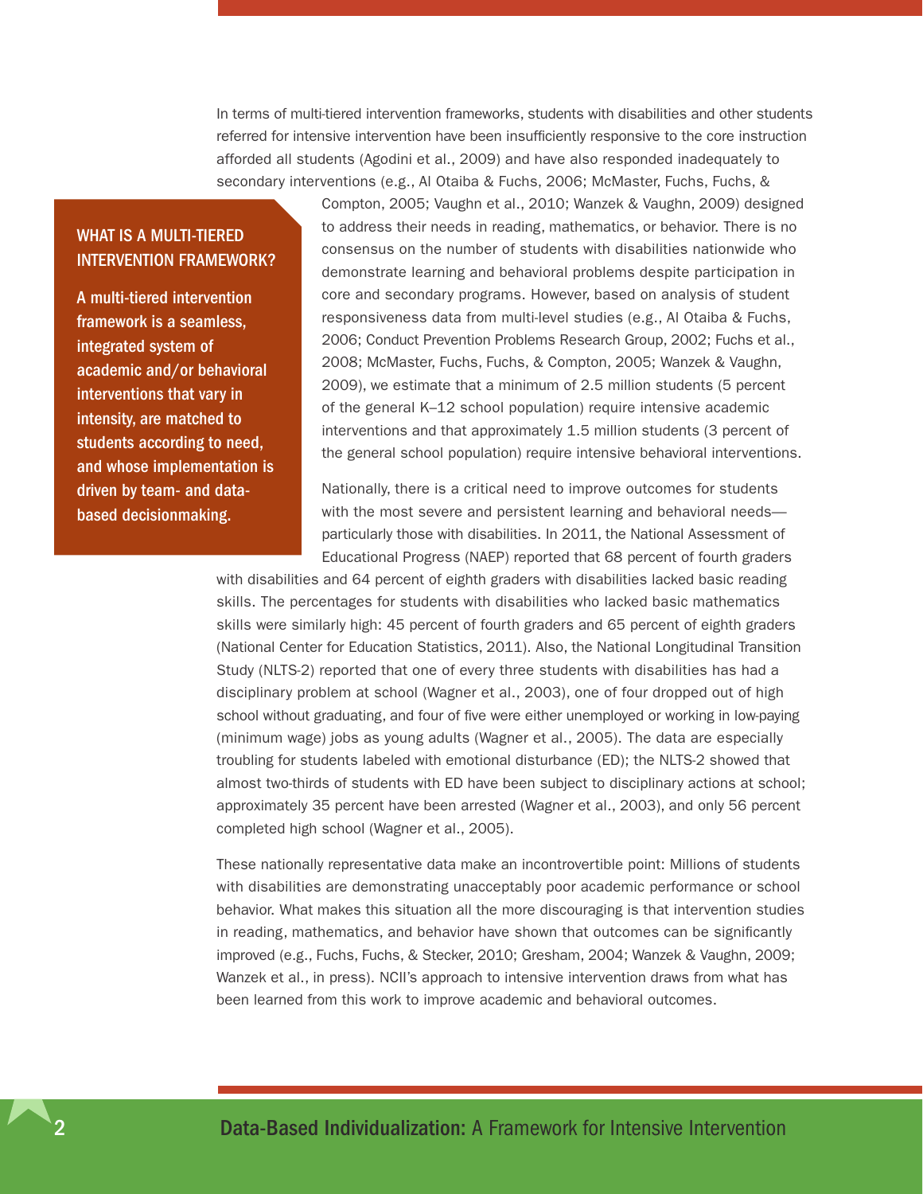In terms of multi-tiered intervention frameworks, students with disabilities and other students referred for intensive intervention have been insufficiently responsive to the core instruction afforded all students (Agodini et al., 2009) and have also responded inadequately to secondary interventions (e.g., Al Otaiba & Fuchs, 2006; McMaster, Fuchs, Fuchs, & Compton, 2005; Vaughn et al., 2010; Wanzek & Vaughn, 2009) designed to address their needs in reading, mathematics, or behavior. There is no consensus on the number of students with disabilities nationwide who demonstrate learning and behavioral problems despite participation in core and secondary programs. However, based on analysis of student responsiveness data from multi-level studies (e.g., Al Otaiba & Fuchs, 2006; Conduct Prevention Problems Research Group, 2002; Fuchs et al., 2008; McMaster, Fuchs, Fuchs, & Compton, 2005; Wanzek & Vaughn, 2009), we estimate that a minimum of 2.5 million students (5 percent of the general K–12 school population) require intensive academic interventions and that approximately 1.5 million students (3 percent of the general school population) require intensive behavioral interventions.

> **WHAT IS A MULTI-TIERED INTERVENTION FRAMEWORK?**
>
> **A multi-tiered intervention framework is a seamless, integrated system of academic and/or behavioral interventions that vary in intensity, are matched to students according to need, and whose implementation is driven by team- and data-based decisionmaking.**

Nationally, there is a critical need to improve outcomes for students with the most severe and persistent learning and behavioral needs—particularly those with disabilities. In 2011, the National Assessment of Educational Progress (NAEP) reported that 68 percent of fourth graders with disabilities and 64 percent of eighth graders with disabilities lacked basic reading skills. The percentages for students with disabilities who lacked basic mathematics skills were similarly high: 45 percent of fourth graders and 65 percent of eighth graders (National Center for Education Statistics, 2011). Also, the National Longitudinal Transition Study (NLTS-2) reported that one of every three students with disabilities has had a disciplinary problem at school (Wagner et al., 2003), one of four dropped out of high school without graduating, and four of five were either unemployed or working in low-paying (minimum wage) jobs as young adults (Wagner et al., 2005). The data are especially troubling for students labeled with emotional disturbance (ED); the NLTS-2 showed that almost two-thirds of students with ED have been subject to disciplinary actions at school; approximately 35 percent have been arrested (Wagner et al., 2003), and only 56 percent completed high school (Wagner et al., 2005).

These nationally representative data make an incontrovertible point: Millions of students with disabilities are demonstrating unacceptably poor academic performance or school behavior. What makes this situation all the more discouraging is that intervention studies in reading, mathematics, and behavior have shown that outcomes can be significantly improved (e.g., Fuchs, Fuchs, & Stecker, 2010; Gresham, 2004; Wanzek & Vaughn, 2009; Wanzek et al., in press). NCII's approach to intensive intervention draws from what has been learned from this work to improve academic and behavioral outcomes.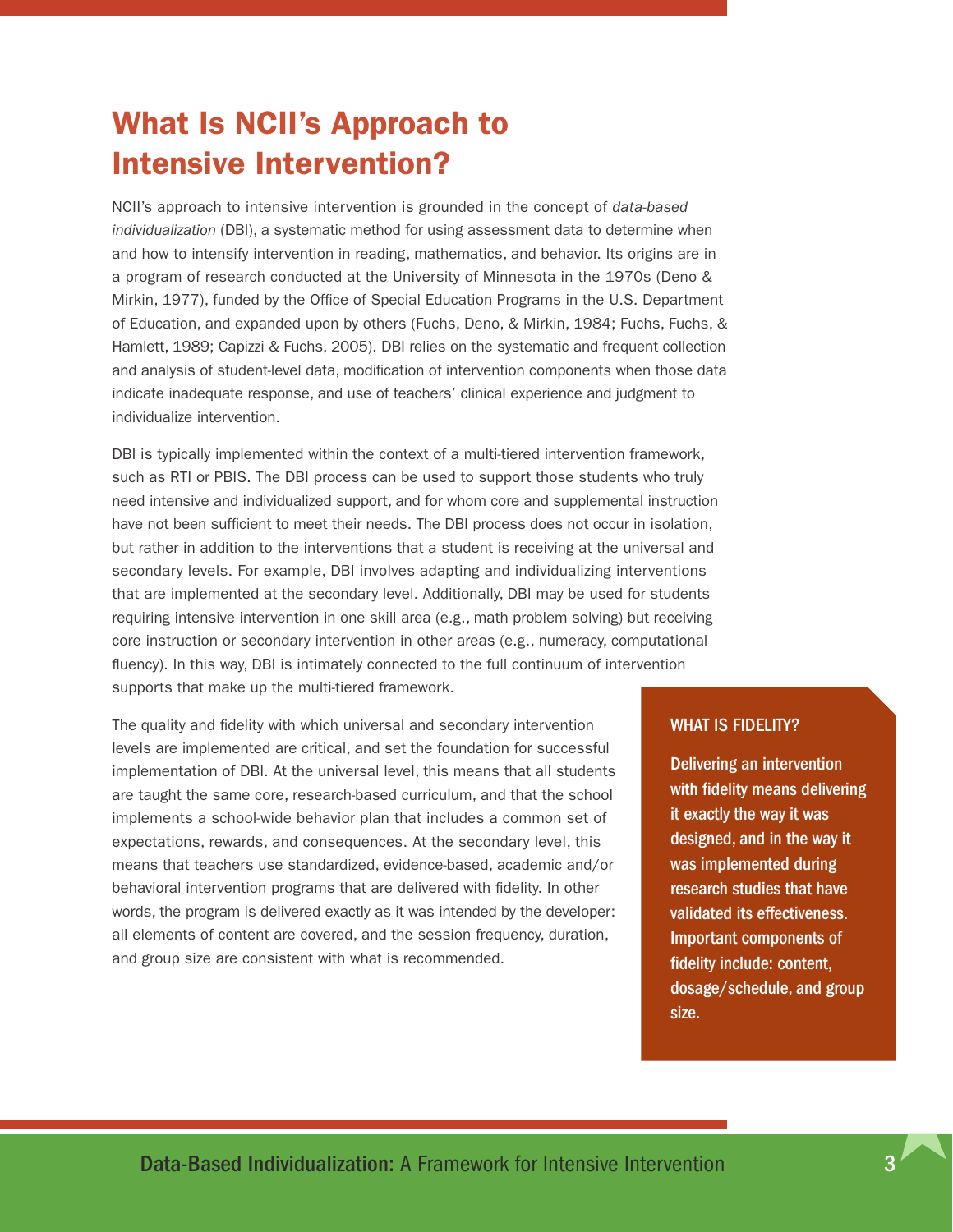# What Is NCII's Approach to Intensive Intervention?

NCII's approach to intensive intervention is grounded in the concept of *data-based individualization* (DBI), a systematic method for using assessment data to determine when and how to intensify intervention in reading, mathematics, and behavior. Its origins are in a program of research conducted at the University of Minnesota in the 1970s (Deno & Mirkin, 1977), funded by the Office of Special Education Programs in the U.S. Department of Education, and expanded upon by others (Fuchs, Deno, & Mirkin, 1984; Fuchs, Fuchs, & Hamlett, 1989; Capizzi & Fuchs, 2005). DBI relies on the systematic and frequent collection and analysis of student-level data, modification of intervention components when those data indicate inadequate response, and use of teachers' clinical experience and judgment to individualize intervention.

DBI is typically implemented within the context of a multi-tiered intervention framework, such as RTI or PBIS. The DBI process can be used to support those students who truly need intensive and individualized support, and for whom core and supplemental instruction have not been sufficient to meet their needs. The DBI process does not occur in isolation, but rather in addition to the interventions that a student is receiving at the universal and secondary levels. For example, DBI involves adapting and individualizing interventions that are implemented at the secondary level. Additionally, DBI may be used for students requiring intensive intervention in one skill area (e.g., math problem solving) but receiving core instruction or secondary intervention in other areas (e.g., numeracy, computational fluency). In this way, DBI is intimately connected to the full continuum of intervention supports that make up the multi-tiered framework.

The quality and fidelity with which universal and secondary intervention levels are implemented are critical, and set the foundation for successful implementation of DBI. At the universal level, this means that all students are taught the same core, research-based curriculum, and that the school implements a school-wide behavior plan that includes a common set of expectations, rewards, and consequences. At the secondary level, this means that teachers use standardized, evidence-based, academic and/or behavioral intervention programs that are delivered with fidelity. In other words, the program is delivered exactly as it was intended by the developer: all elements of content are covered, and the session frequency, duration, and group size are consistent with what is recommended.

**WHAT IS FIDELITY?**

**Delivering an intervention with fidelity means delivering it exactly the way it was designed, and in the way it was implemented during research studies that have validated its effectiveness. Important components of fidelity include: content, dosage/schedule, and group size.**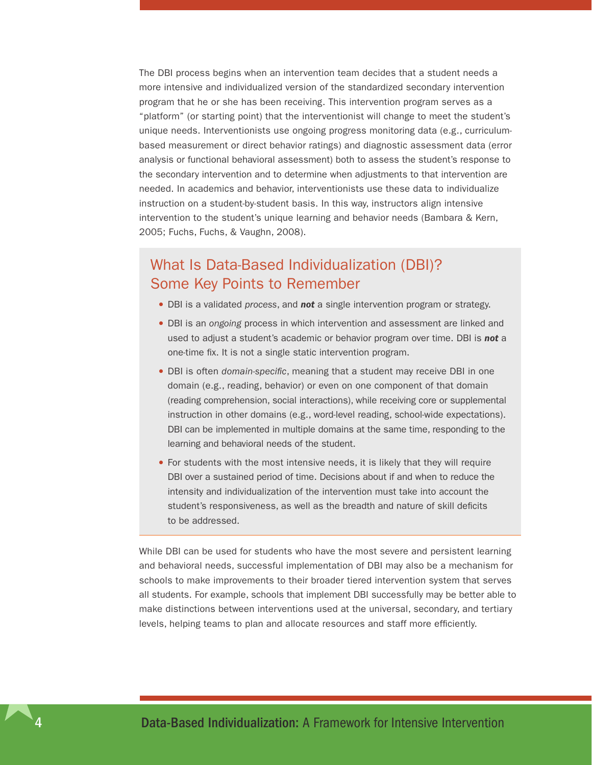The DBI process begins when an intervention team decides that a student needs a more intensive and individualized version of the standardized secondary intervention program that he or she has been receiving. This intervention program serves as a "platform" (or starting point) that the interventionist will change to meet the student's unique needs. Interventionists use ongoing progress monitoring data (e.g., curriculum-based measurement or direct behavior ratings) and diagnostic assessment data (error analysis or functional behavioral assessment) both to assess the student's response to the secondary intervention and to determine when adjustments to that intervention are needed. In academics and behavior, interventionists use these data to individualize instruction on a student-by-student basis. In this way, instructors align intensive intervention to the student's unique learning and behavior needs (Bambara & Kern, 2005; Fuchs, Fuchs, & Vaughn, 2008).

## What Is Data-Based Individualization (DBI)? Some Key Points to Remember

- DBI is a validated *process*, and ***not*** a single intervention program or strategy.
- DBI is an *ongoing* process in which intervention and assessment are linked and used to adjust a student's academic or behavior program over time. DBI is ***not*** a one-time fix. It is not a single static intervention program.
- DBI is often *domain-specific*, meaning that a student may receive DBI in one domain (e.g., reading, behavior) or even on one component of that domain (reading comprehension, social interactions), while receiving core or supplemental instruction in other domains (e.g., word-level reading, school-wide expectations). DBI can be implemented in multiple domains at the same time, responding to the learning and behavioral needs of the student.
- For students with the most intensive needs, it is likely that they will require DBI over a sustained period of time. Decisions about if and when to reduce the intensity and individualization of the intervention must take into account the student's responsiveness, as well as the breadth and nature of skill deficits to be addressed.

While DBI can be used for students who have the most severe and persistent learning and behavioral needs, successful implementation of DBI may also be a mechanism for schools to make improvements to their broader tiered intervention system that serves all students. For example, schools that implement DBI successfully may be better able to make distinctions between interventions used at the universal, secondary, and tertiary levels, helping teams to plan and allocate resources and staff more efficiently.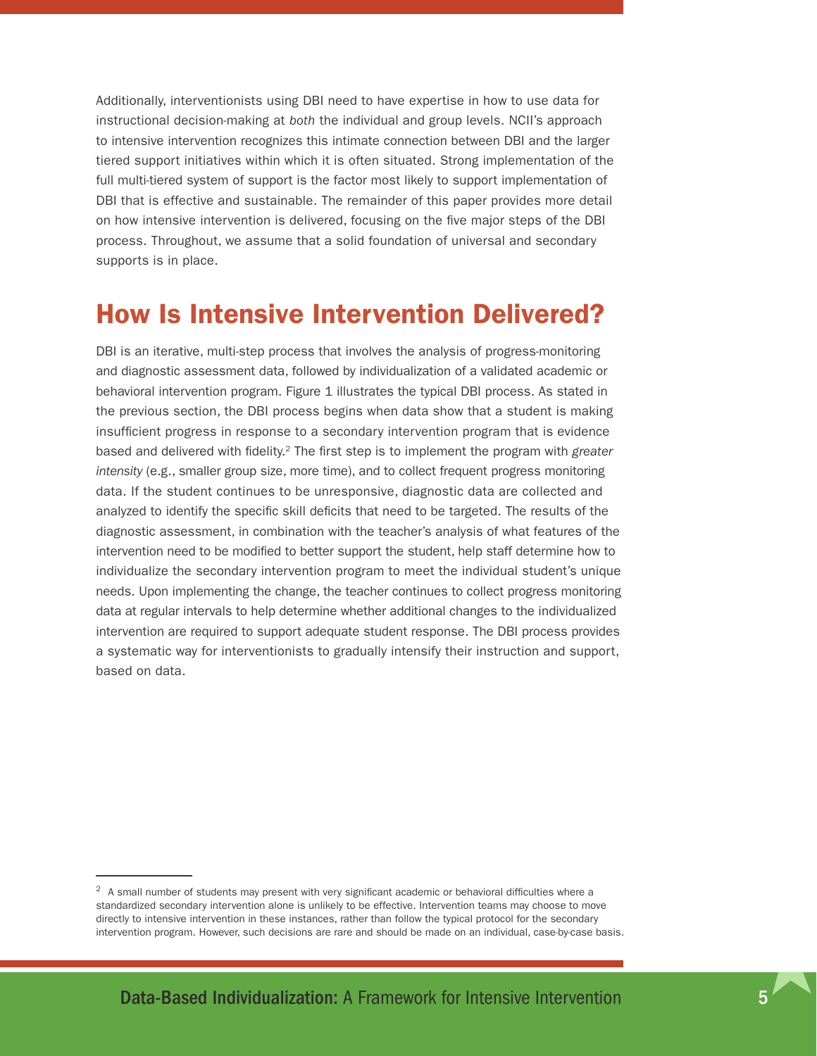Additionally, interventionists using DBI need to have expertise in how to use data for instructional decision-making at *both* the individual and group levels. NCII's approach to intensive intervention recognizes this intimate connection between DBI and the larger tiered support initiatives within which it is often situated. Strong implementation of the full multi-tiered system of support is the factor most likely to support implementation of DBI that is effective and sustainable. The remainder of this paper provides more detail on how intensive intervention is delivered, focusing on the five major steps of the DBI process. Throughout, we assume that a solid foundation of universal and secondary supports is in place.

## How Is Intensive Intervention Delivered?

DBI is an iterative, multi-step process that involves the analysis of progress-monitoring and diagnostic assessment data, followed by individualization of a validated academic or behavioral intervention program. Figure 1 illustrates the typical DBI process. As stated in the previous section, the DBI process begins when data show that a student is making insufficient progress in response to a secondary intervention program that is evidence based and delivered with fidelity.[2] The first step is to implement the program with *greater intensity* (e.g., smaller group size, more time), and to collect frequent progress monitoring data. If the student continues to be unresponsive, diagnostic data are collected and analyzed to identify the specific skill deficits that need to be targeted. The results of the diagnostic assessment, in combination with the teacher's analysis of what features of the intervention need to be modified to better support the student, help staff determine how to individualize the secondary intervention program to meet the individual student's unique needs. Upon implementing the change, the teacher continues to collect progress monitoring data at regular intervals to help determine whether additional changes to the individualized intervention are required to support adequate student response. The DBI process provides a systematic way for interventionists to gradually intensify their instruction and support, based on data.

---

[2] A small number of students may present with very significant academic or behavioral difficulties where a standardized secondary intervention alone is unlikely to be effective. Intervention teams may choose to move directly to intensive intervention in these instances, rather than follow the typical protocol for the secondary intervention program. However, such decisions are rare and should be made on an individual, case-by-case basis.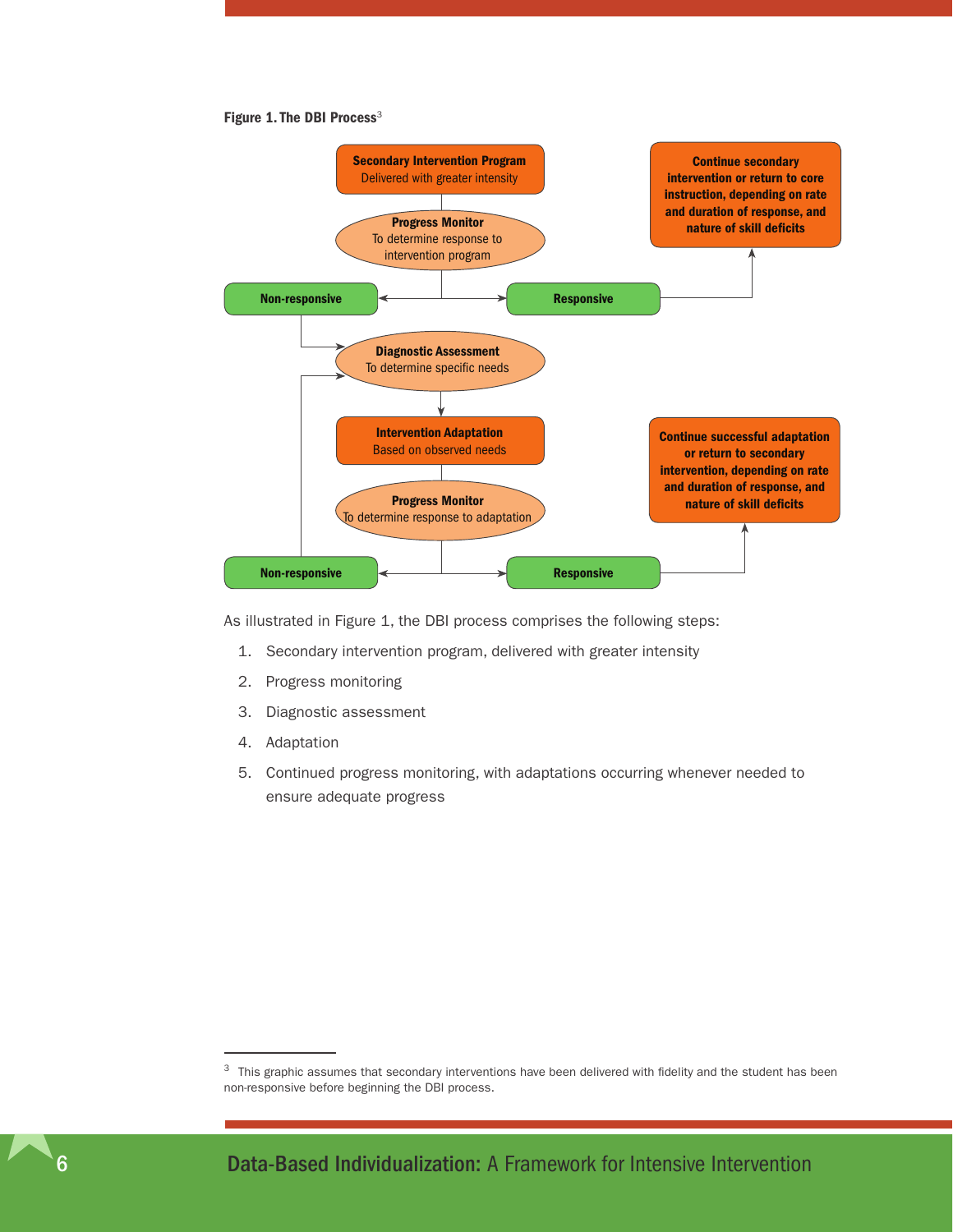**Figure 1. The DBI Process**[3]

**Secondary Intervention Program**
Delivered with greater intensity

**Progress Monitor**
To determine response to intervention program

**Non-responsive** → **Diagnostic Assessment**

**Responsive** → **Continue secondary intervention or return to core instruction, depending on rate and duration of response, and nature of skill deficits**

**Diagnostic Assessment**
To determine specific needs

**Intervention Adaptation**
Based on observed needs

**Progress Monitor**
To determine response to adaptation

**Non-responsive** → **Diagnostic Assessment**

**Responsive** → **Continue successful adaptation or return to secondary intervention, depending on rate and duration of response, and nature of skill deficits**

As illustrated in Figure 1, the DBI process comprises the following steps:

1. Secondary intervention program, delivered with greater intensity
2. Progress monitoring
3. Diagnostic assessment
4. Adaptation
5. Continued progress monitoring, with adaptations occurring whenever needed to ensure adequate progress

---

[3] This graphic assumes that secondary interventions have been delivered with fidelity and the student has been non-responsive before beginning the DBI process.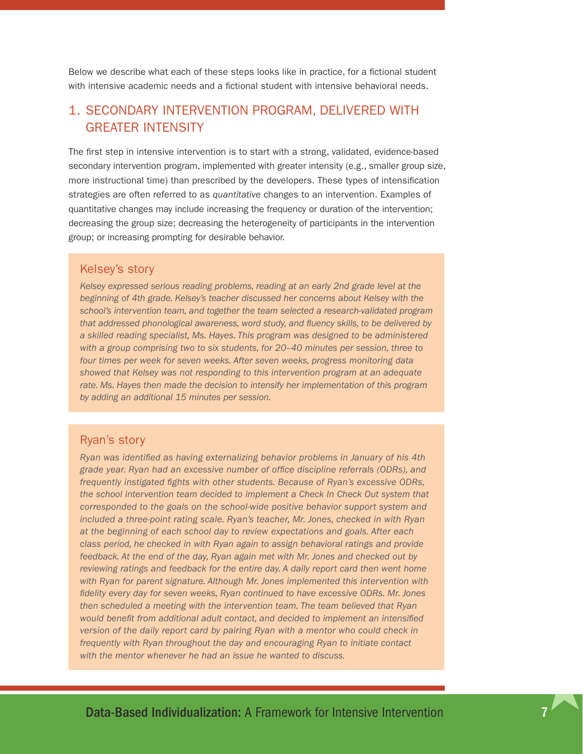Below we describe what each of these steps looks like in practice, for a fictional student with intensive academic needs and a fictional student with intensive behavioral needs.

## 1. SECONDARY INTERVENTION PROGRAM, DELIVERED WITH GREATER INTENSITY

The first step in intensive intervention is to start with a strong, validated, evidence-based secondary intervention program, implemented with greater intensity (e.g., smaller group size, more instructional time) than prescribed by the developers. These types of intensification strategies are often referred to as *quantitative* changes to an intervention. Examples of quantitative changes may include increasing the frequency or duration of the intervention; decreasing the group size; decreasing the heterogeneity of participants in the intervention group; or increasing prompting for desirable behavior.

### Kelsey's story

*Kelsey expressed serious reading problems, reading at an early 2nd grade level at the beginning of 4th grade. Kelsey's teacher discussed her concerns about Kelsey with the school's intervention team, and together the team selected a research-validated program that addressed phonological awareness, word study, and fluency skills, to be delivered by a skilled reading specialist, Ms. Hayes. This program was designed to be administered with a group comprising two to six students, for 20–40 minutes per session, three to four times per week for seven weeks. After seven weeks, progress monitoring data showed that Kelsey was not responding to this intervention program at an adequate rate. Ms. Hayes then made the decision to intensify her implementation of this program by adding an additional 15 minutes per session.*

### Ryan's story

*Ryan was identified as having externalizing behavior problems in January of his 4th grade year. Ryan had an excessive number of office discipline referrals (ODRs), and frequently instigated fights with other students. Because of Ryan's excessive ODRs, the school intervention team decided to implement a Check In Check Out system that corresponded to the goals on the school-wide positive behavior support system and included a three-point rating scale. Ryan's teacher, Mr. Jones, checked in with Ryan at the beginning of each school day to review expectations and goals. After each class period, he checked in with Ryan again to assign behavioral ratings and provide feedback. At the end of the day, Ryan again met with Mr. Jones and checked out by reviewing ratings and feedback for the entire day. A daily report card then went home with Ryan for parent signature. Although Mr. Jones implemented this intervention with fidelity every day for seven weeks, Ryan continued to have excessive ODRs. Mr. Jones then scheduled a meeting with the intervention team. The team believed that Ryan would benefit from additional adult contact, and decided to implement an intensified version of the daily report card by pairing Ryan with a mentor who could check in frequently with Ryan throughout the day and encouraging Ryan to initiate contact with the mentor whenever he had an issue he wanted to discuss.*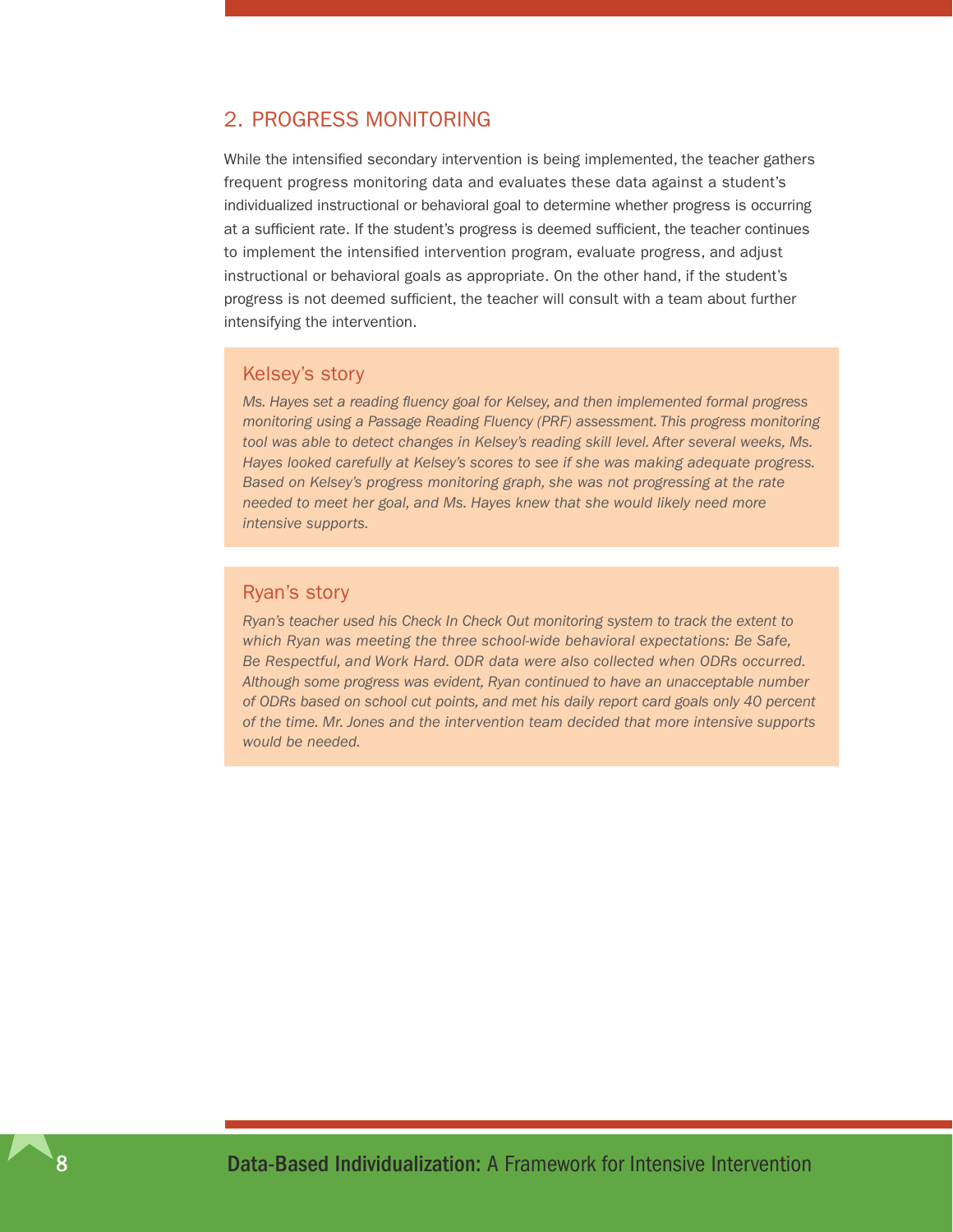## 2. PROGRESS MONITORING

While the intensified secondary intervention is being implemented, the teacher gathers frequent progress monitoring data and evaluates these data against a student's individualized instructional or behavioral goal to determine whether progress is occurring at a sufficient rate. If the student's progress is deemed sufficient, the teacher continues to implement the intensified intervention program, evaluate progress, and adjust instructional or behavioral goals as appropriate. On the other hand, if the student's progress is not deemed sufficient, the teacher will consult with a team about further intensifying the intervention.

### Kelsey's story

*Ms. Hayes set a reading fluency goal for Kelsey, and then implemented formal progress monitoring using a Passage Reading Fluency (PRF) assessment. This progress monitoring tool was able to detect changes in Kelsey's reading skill level. After several weeks, Ms. Hayes looked carefully at Kelsey's scores to see if she was making adequate progress. Based on Kelsey's progress monitoring graph, she was not progressing at the rate needed to meet her goal, and Ms. Hayes knew that she would likely need more intensive supports.*

### Ryan's story

*Ryan's teacher used his Check In Check Out monitoring system to track the extent to which Ryan was meeting the three school-wide behavioral expectations: Be Safe, Be Respectful, and Work Hard. ODR data were also collected when ODRs occurred. Although some progress was evident, Ryan continued to have an unacceptable number of ODRs based on school cut points, and met his daily report card goals only 40 percent of the time. Mr. Jones and the intervention team decided that more intensive supports would be needed.*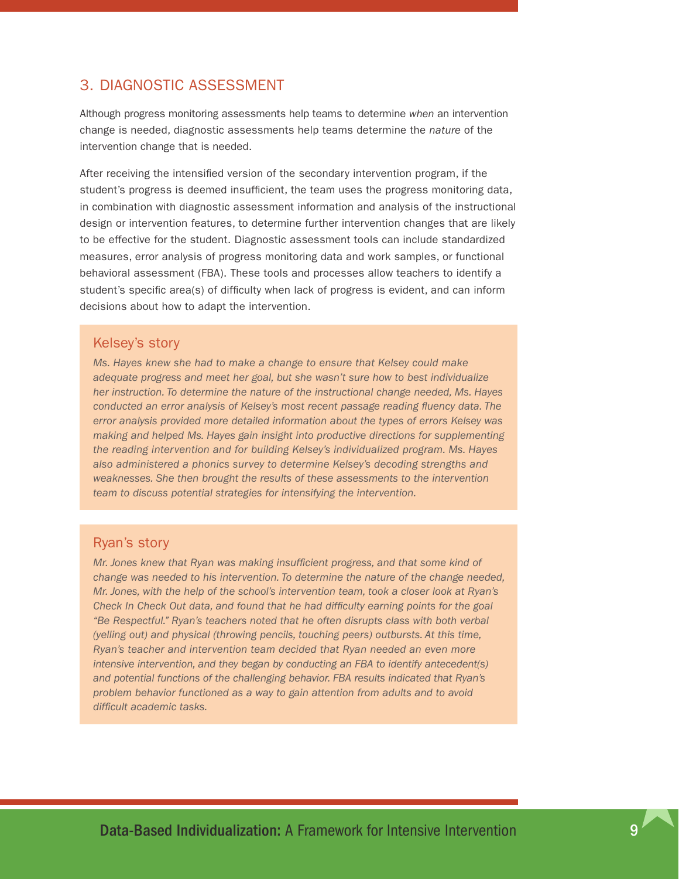## 3. DIAGNOSTIC ASSESSMENT

Although progress monitoring assessments help teams to determine *when* an intervention change is needed, diagnostic assessments help teams determine the *nature* of the intervention change that is needed.

After receiving the intensified version of the secondary intervention program, if the student's progress is deemed insufficient, the team uses the progress monitoring data, in combination with diagnostic assessment information and analysis of the instructional design or intervention features, to determine further intervention changes that are likely to be effective for the student. Diagnostic assessment tools can include standardized measures, error analysis of progress monitoring data and work samples, or functional behavioral assessment (FBA). These tools and processes allow teachers to identify a student's specific area(s) of difficulty when lack of progress is evident, and can inform decisions about how to adapt the intervention.

### Kelsey's story

*Ms. Hayes knew she had to make a change to ensure that Kelsey could make adequate progress and meet her goal, but she wasn't sure how to best individualize her instruction. To determine the nature of the instructional change needed, Ms. Hayes conducted an error analysis of Kelsey's most recent passage reading fluency data. The error analysis provided more detailed information about the types of errors Kelsey was making and helped Ms. Hayes gain insight into productive directions for supplementing the reading intervention and for building Kelsey's individualized program. Ms. Hayes also administered a phonics survey to determine Kelsey's decoding strengths and weaknesses. She then brought the results of these assessments to the intervention team to discuss potential strategies for intensifying the intervention.*

### Ryan's story

*Mr. Jones knew that Ryan was making insufficient progress, and that some kind of change was needed to his intervention. To determine the nature of the change needed, Mr. Jones, with the help of the school's intervention team, took a closer look at Ryan's Check In Check Out data, and found that he had difficulty earning points for the goal "Be Respectful." Ryan's teachers noted that he often disrupts class with both verbal (yelling out) and physical (throwing pencils, touching peers) outbursts. At this time, Ryan's teacher and intervention team decided that Ryan needed an even more intensive intervention, and they began by conducting an FBA to identify antecedent(s) and potential functions of the challenging behavior. FBA results indicated that Ryan's problem behavior functioned as a way to gain attention from adults and to avoid difficult academic tasks.*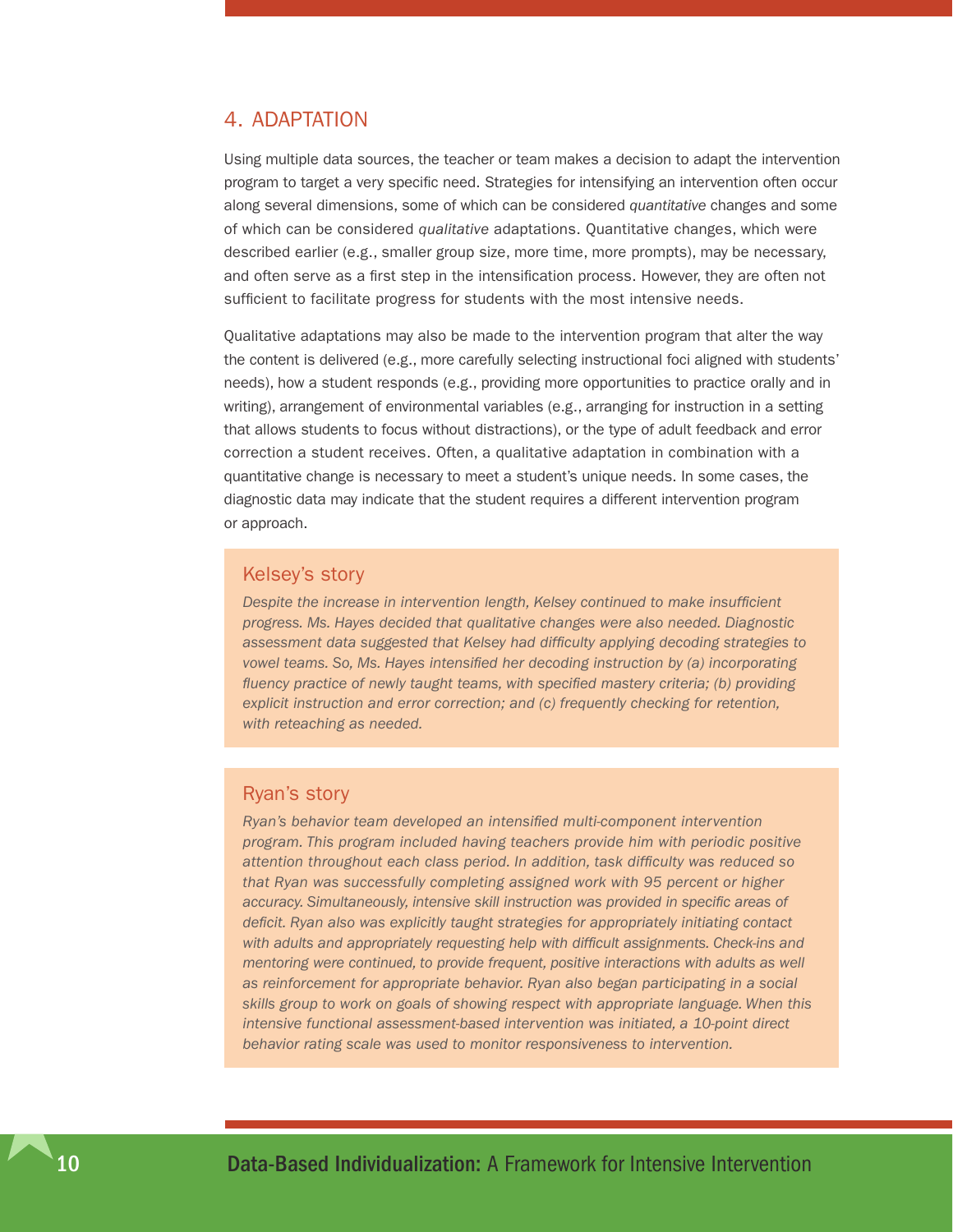## 4. ADAPTATION

Using multiple data sources, the teacher or team makes a decision to adapt the intervention program to target a very specific need. Strategies for intensifying an intervention often occur along several dimensions, some of which can be considered *quantitative* changes and some of which can be considered *qualitative* adaptations. Quantitative changes, which were described earlier (e.g., smaller group size, more time, more prompts), may be necessary, and often serve as a first step in the intensification process. However, they are often not sufficient to facilitate progress for students with the most intensive needs.

Qualitative adaptations may also be made to the intervention program that alter the way the content is delivered (e.g., more carefully selecting instructional foci aligned with students' needs), how a student responds (e.g., providing more opportunities to practice orally and in writing), arrangement of environmental variables (e.g., arranging for instruction in a setting that allows students to focus without distractions), or the type of adult feedback and error correction a student receives. Often, a qualitative adaptation in combination with a quantitative change is necessary to meet a student's unique needs. In some cases, the diagnostic data may indicate that the student requires a different intervention program or approach.

### Kelsey's story

*Despite the increase in intervention length, Kelsey continued to make insufficient progress. Ms. Hayes decided that qualitative changes were also needed. Diagnostic assessment data suggested that Kelsey had difficulty applying decoding strategies to vowel teams. So, Ms. Hayes intensified her decoding instruction by (a) incorporating fluency practice of newly taught teams, with specified mastery criteria; (b) providing explicit instruction and error correction; and (c) frequently checking for retention, with reteaching as needed.*

### Ryan's story

*Ryan's behavior team developed an intensified multi-component intervention program. This program included having teachers provide him with periodic positive attention throughout each class period. In addition, task difficulty was reduced so that Ryan was successfully completing assigned work with 95 percent or higher accuracy. Simultaneously, intensive skill instruction was provided in specific areas of deficit. Ryan also was explicitly taught strategies for appropriately initiating contact with adults and appropriately requesting help with difficult assignments. Check-ins and mentoring were continued, to provide frequent, positive interactions with adults as well as reinforcement for appropriate behavior. Ryan also began participating in a social skills group to work on goals of showing respect with appropriate language. When this intensive functional assessment-based intervention was initiated, a 10-point direct behavior rating scale was used to monitor responsiveness to intervention.*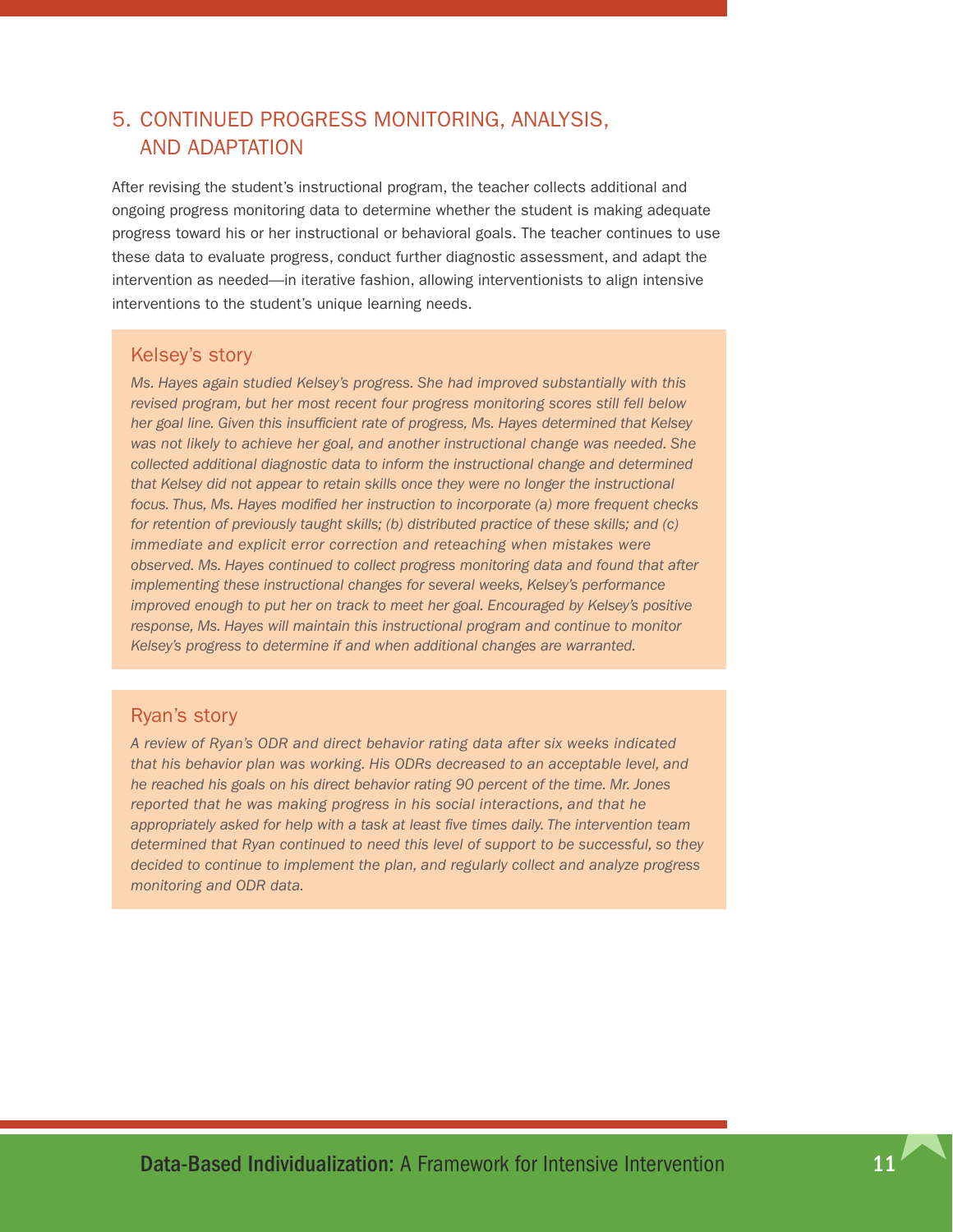## 5. CONTINUED PROGRESS MONITORING, ANALYSIS, AND ADAPTATION

After revising the student's instructional program, the teacher collects additional and ongoing progress monitoring data to determine whether the student is making adequate progress toward his or her instructional or behavioral goals. The teacher continues to use these data to evaluate progress, conduct further diagnostic assessment, and adapt the intervention as needed—in iterative fashion, allowing interventionists to align intensive interventions to the student's unique learning needs.

### Kelsey's story

*Ms. Hayes again studied Kelsey's progress. She had improved substantially with this revised program, but her most recent four progress monitoring scores still fell below her goal line. Given this insufficient rate of progress, Ms. Hayes determined that Kelsey was not likely to achieve her goal, and another instructional change was needed. She collected additional diagnostic data to inform the instructional change and determined that Kelsey did not appear to retain skills once they were no longer the instructional focus. Thus, Ms. Hayes modified her instruction to incorporate (a) more frequent checks for retention of previously taught skills; (b) distributed practice of these skills; and (c) immediate and explicit error correction and reteaching when mistakes were observed. Ms. Hayes continued to collect progress monitoring data and found that after implementing these instructional changes for several weeks, Kelsey's performance improved enough to put her on track to meet her goal. Encouraged by Kelsey's positive response, Ms. Hayes will maintain this instructional program and continue to monitor Kelsey's progress to determine if and when additional changes are warranted.*

### Ryan's story

*A review of Ryan's ODR and direct behavior rating data after six weeks indicated that his behavior plan was working. His ODRs decreased to an acceptable level, and he reached his goals on his direct behavior rating 90 percent of the time. Mr. Jones reported that he was making progress in his social interactions, and that he appropriately asked for help with a task at least five times daily. The intervention team determined that Ryan continued to need this level of support to be successful, so they decided to continue to implement the plan, and regularly collect and analyze progress monitoring and ODR data.*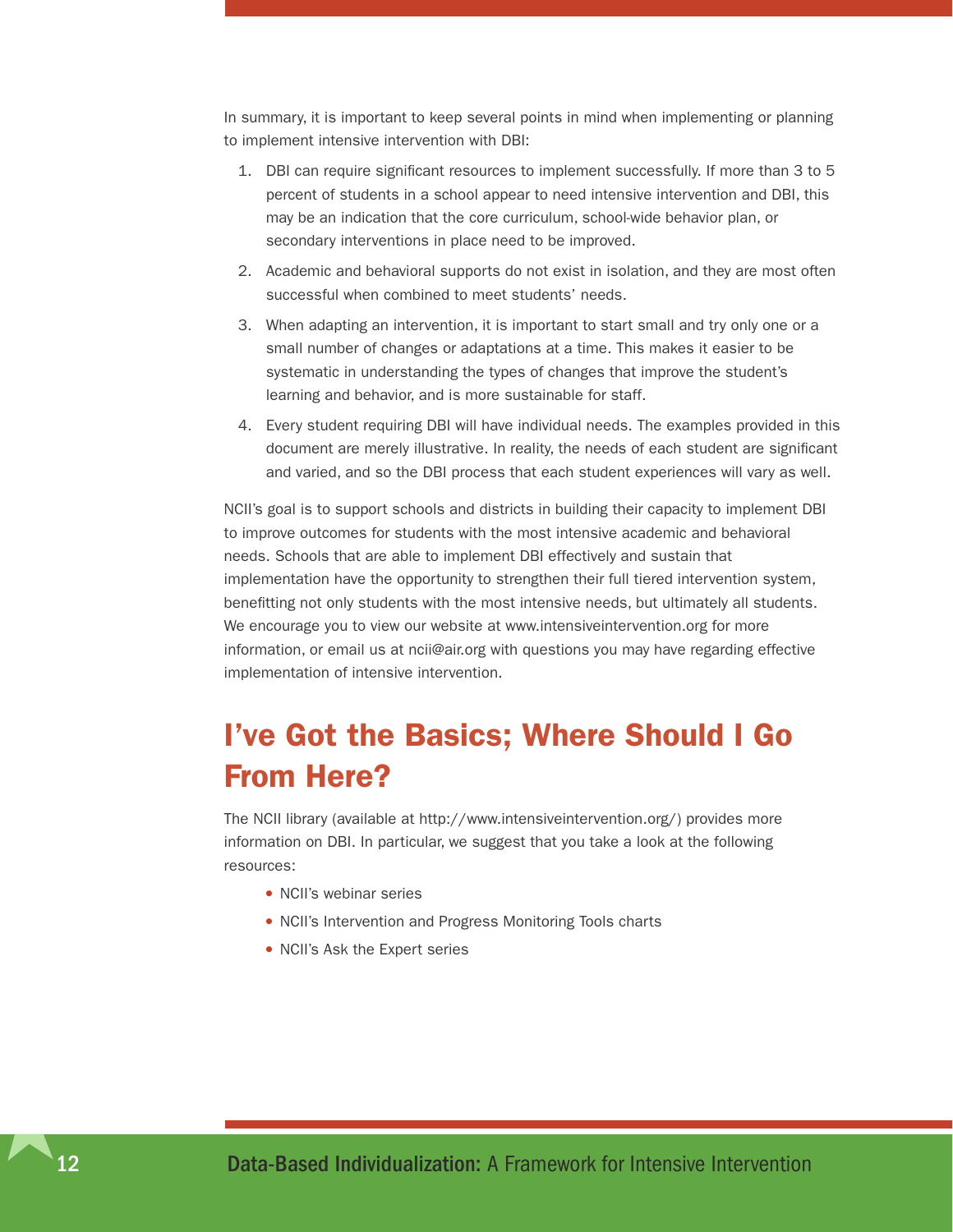In summary, it is important to keep several points in mind when implementing or planning to implement intensive intervention with DBI:

1. DBI can require significant resources to implement successfully. If more than 3 to 5 percent of students in a school appear to need intensive intervention and DBI, this may be an indication that the core curriculum, school-wide behavior plan, or secondary interventions in place need to be improved.
2. Academic and behavioral supports do not exist in isolation, and they are most often successful when combined to meet students' needs.
3. When adapting an intervention, it is important to start small and try only one or a small number of changes or adaptations at a time. This makes it easier to be systematic in understanding the types of changes that improve the student's learning and behavior, and is more sustainable for staff.
4. Every student requiring DBI will have individual needs. The examples provided in this document are merely illustrative. In reality, the needs of each student are significant and varied, and so the DBI process that each student experiences will vary as well.

NCII's goal is to support schools and districts in building their capacity to implement DBI to improve outcomes for students with the most intensive academic and behavioral needs. Schools that are able to implement DBI effectively and sustain that implementation have the opportunity to strengthen their full tiered intervention system, benefitting not only students with the most intensive needs, but ultimately all students. We encourage you to view our website at www.intensiveintervention.org for more information, or email us at ncii@air.org with questions you may have regarding effective implementation of intensive intervention.

## I've Got the Basics; Where Should I Go From Here?

The NCII library (available at http://www.intensiveintervention.org/) provides more information on DBI. In particular, we suggest that you take a look at the following resources:

- NCII's webinar series
- NCII's Intervention and Progress Monitoring Tools charts
- NCII's Ask the Expert series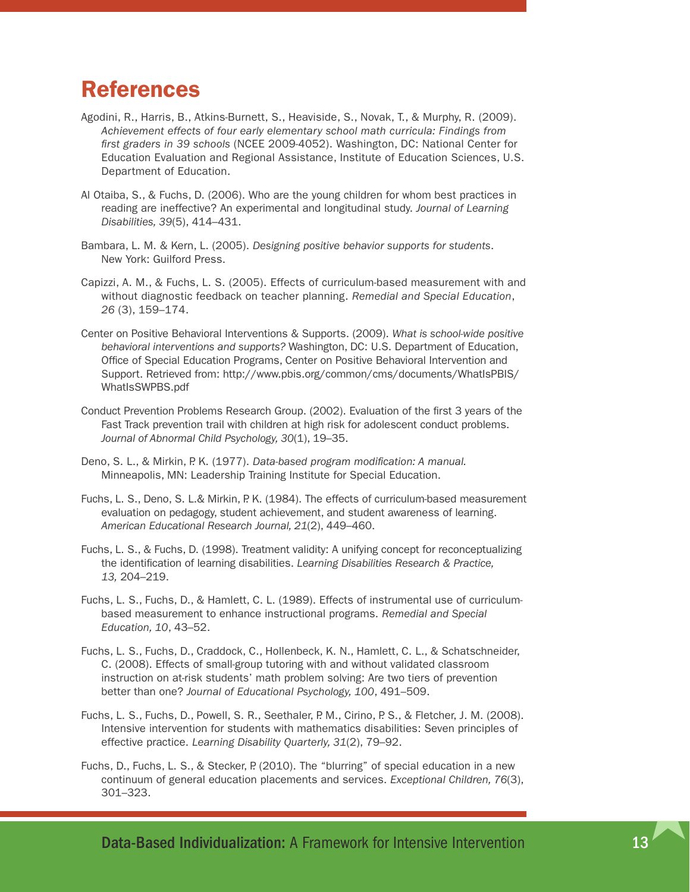# References

Agodini, R., Harris, B., Atkins-Burnett, S., Heaviside, S., Novak, T., & Murphy, R. (2009). *Achievement effects of four early elementary school math curricula: Findings from first graders in 39 schools* (NCEE 2009-4052). Washington, DC: National Center for Education Evaluation and Regional Assistance, Institute of Education Sciences, U.S. Department of Education.

Al Otaiba, S., & Fuchs, D. (2006). Who are the young children for whom best practices in reading are ineffective? An experimental and longitudinal study. *Journal of Learning Disabilities, 39*(5), 414–431.

Bambara, L. M. & Kern, L. (2005). *Designing positive behavior supports for students*. New York: Guilford Press.

Capizzi, A. M., & Fuchs, L. S. (2005). Effects of curriculum-based measurement with and without diagnostic feedback on teacher planning. *Remedial and Special Education*, *26* (3), 159–174.

Center on Positive Behavioral Interventions & Supports. (2009). *What is school-wide positive behavioral interventions and supports?* Washington, DC: U.S. Department of Education, Office of Special Education Programs, Center on Positive Behavioral Intervention and Support. Retrieved from: http://www.pbis.org/common/cms/documents/WhatIsPBIS/WhatIsSWPBS.pdf

Conduct Prevention Problems Research Group. (2002). Evaluation of the first 3 years of the Fast Track prevention trail with children at high risk for adolescent conduct problems. *Journal of Abnormal Child Psychology, 30*(1), 19–35.

Deno, S. L., & Mirkin, P. K. (1977). *Data-based program modification: A manual.* Minneapolis, MN: Leadership Training Institute for Special Education.

Fuchs, L. S., Deno, S. L.& Mirkin, P. K. (1984). The effects of curriculum-based measurement evaluation on pedagogy, student achievement, and student awareness of learning. *American Educational Research Journal, 21*(2), 449–460.

Fuchs, L. S., & Fuchs, D. (1998). Treatment validity: A unifying concept for reconceptualizing the identification of learning disabilities. *Learning Disabilities Research & Practice, 13,* 204–219.

Fuchs, L. S., Fuchs, D., & Hamlett, C. L. (1989). Effects of instrumental use of curriculum-based measurement to enhance instructional programs. *Remedial and Special Education, 10*, 43–52.

Fuchs, L. S., Fuchs, D., Craddock, C., Hollenbeck, K. N., Hamlett, C. L., & Schatschneider, C. (2008). Effects of small-group tutoring with and without validated classroom instruction on at-risk students' math problem solving: Are two tiers of prevention better than one? *Journal of Educational Psychology, 100*, 491–509.

Fuchs, L. S., Fuchs, D., Powell, S. R., Seethaler, P. M., Cirino, P. S., & Fletcher, J. M. (2008). Intensive intervention for students with mathematics disabilities: Seven principles of effective practice. *Learning Disability Quarterly, 31*(2), 79–92.

Fuchs, D., Fuchs, L. S., & Stecker, P. (2010). The "blurring" of special education in a new continuum of general education placements and services. *Exceptional Children, 76*(3), 301–323.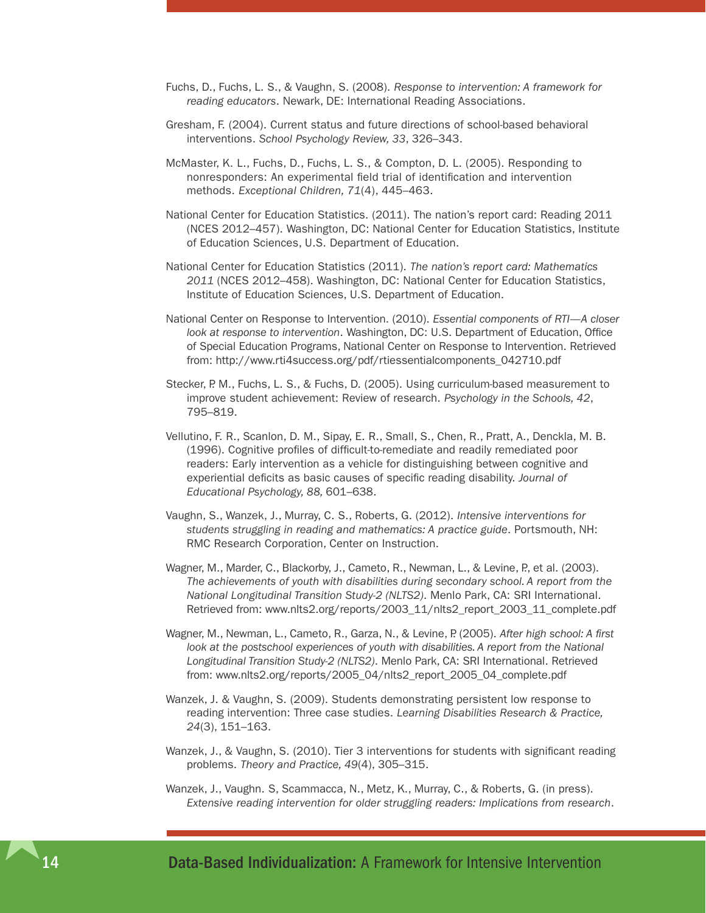Fuchs, D., Fuchs, L. S., & Vaughn, S. (2008). *Response to intervention: A framework for reading educators*. Newark, DE: International Reading Associations.

Gresham, F. (2004). Current status and future directions of school-based behavioral interventions. *School Psychology Review, 33*, 326–343.

McMaster, K. L., Fuchs, D., Fuchs, L. S., & Compton, D. L. (2005). Responding to nonresponders: An experimental field trial of identification and intervention methods. *Exceptional Children, 71*(4), 445–463.

National Center for Education Statistics. (2011). The nation's report card: Reading 2011 (NCES 2012–457). Washington, DC: National Center for Education Statistics, Institute of Education Sciences, U.S. Department of Education.

National Center for Education Statistics (2011). *The nation's report card: Mathematics 2011* (NCES 2012–458). Washington, DC: National Center for Education Statistics, Institute of Education Sciences, U.S. Department of Education.

National Center on Response to Intervention. (2010). *Essential components of RTI—A closer look at response to intervention*. Washington, DC: U.S. Department of Education, Office of Special Education Programs, National Center on Response to Intervention. Retrieved from: http://www.rti4success.org/pdf/rtiessentialcomponents_042710.pdf

Stecker, P. M., Fuchs, L. S., & Fuchs, D. (2005). Using curriculum-based measurement to improve student achievement: Review of research. *Psychology in the Schools, 42*, 795–819.

Vellutino, F. R., Scanlon, D. M., Sipay, E. R., Small, S., Chen, R., Pratt, A., Denckla, M. B. (1996). Cognitive profiles of difficult-to-remediate and readily remediated poor readers: Early intervention as a vehicle for distinguishing between cognitive and experiential deficits as basic causes of specific reading disability. *Journal of Educational Psychology, 88,* 601–638.

Vaughn, S., Wanzek, J., Murray, C. S., Roberts, G. (2012). *Intensive interventions for students struggling in reading and mathematics: A practice guide*. Portsmouth, NH: RMC Research Corporation, Center on Instruction.

Wagner, M., Marder, C., Blackorby, J., Cameto, R., Newman, L., & Levine, P., et al. (2003). *The achievements of youth with disabilities during secondary school. A report from the National Longitudinal Transition Study-2 (NLTS2)*. Menlo Park, CA: SRI International. Retrieved from: www.nlts2.org/reports/2003_11/nlts2_report_2003_11_complete.pdf

Wagner, M., Newman, L., Cameto, R., Garza, N., & Levine, P. (2005). *After high school: A first look at the postschool experiences of youth with disabilities. A report from the National Longitudinal Transition Study-2 (NLTS2)*. Menlo Park, CA: SRI International. Retrieved from: www.nlts2.org/reports/2005_04/nlts2_report_2005_04_complete.pdf

Wanzek, J. & Vaughn, S. (2009). Students demonstrating persistent low response to reading intervention: Three case studies. *Learning Disabilities Research & Practice, 24*(3), 151–163.

Wanzek, J., & Vaughn, S. (2010). Tier 3 interventions for students with significant reading problems. *Theory and Practice, 49*(4), 305–315.

Wanzek, J., Vaughn. S, Scammacca, N., Metz, K., Murray, C., & Roberts, G. (in press). *Extensive reading intervention for older struggling readers: Implications from research*.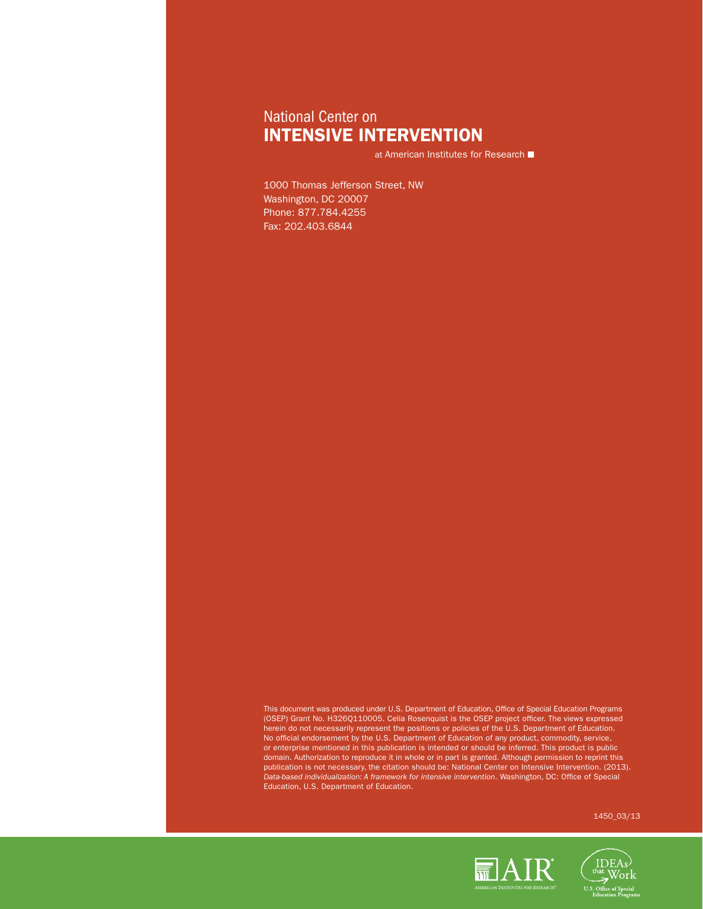National Center on
**INTENSIVE INTERVENTION**

at American Institutes for Research

1000 Thomas Jefferson Street, NW
Washington, DC 20007
Phone: 877.784.4255
Fax: 202.403.6844

This document was produced under U.S. Department of Education, Office of Special Education Programs (OSEP) Grant No. H326Q110005. Celia Rosenquist is the OSEP project officer. The views expressed herein do not necessarily represent the positions or policies of the U.S. Department of Education. No official endorsement by the U.S. Department of Education of any product, commodity, service, or enterprise mentioned in this publication is intended or should be inferred. This product is public domain. Authorization to reproduce it in whole or in part is granted. Although permission to reprint this publication is not necessary, the citation should be: National Center on Intensive Intervention. (2013). *Data-based individualization: A framework for intensive intervention*. Washington, DC: Office of Special Education, U.S. Department of Education.

1450_03/13

AIR
AMERICAN INSTITUTES FOR RESEARCH

IDEAs that Work
U.S. Office of Special Education Programs